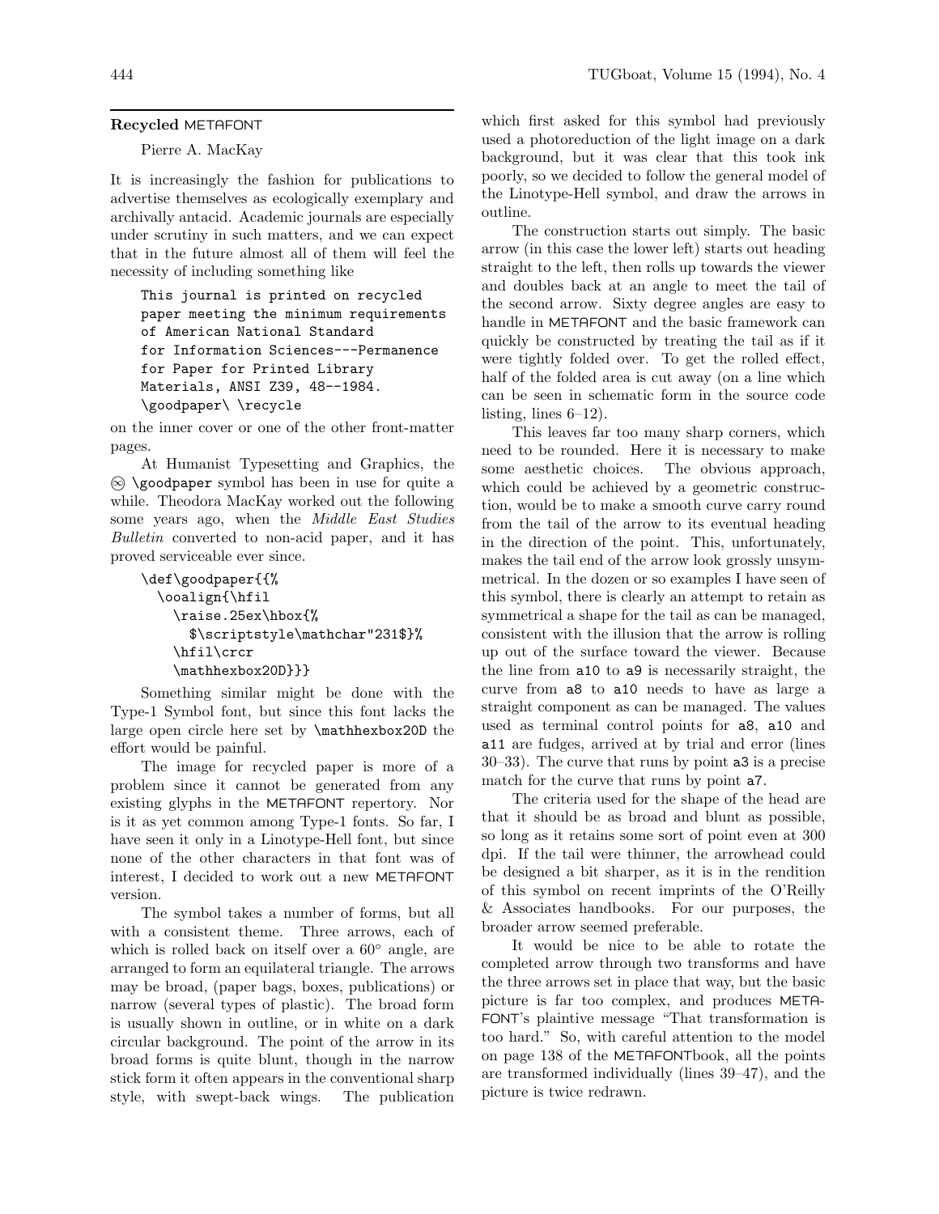## Recycled METAFONT

Pierre A. MacKay

It is increasingly the fashion for publications to advertise themselves as ecologically exemplary and archivally antacid. Academic journals are especially under scrutiny in such matters, and we can expect that in the future almost all of them will feel the necessity of including something like

```
This journal is printed on recycled
paper meeting the minimum requirements
of American National Standard
for Information Sciences---Permanence
for Paper for Printed Library
Materials, ANSI Z39, 48--1984.
\goodpaper\ \recycle
```

on the inner cover or one of the other front-matter pages.

At Humanist Typesetting and Graphics, the ⊗ `\goodpaper` symbol has been in use for quite a while. Theodora MacKay worked out the following some years ago, when the *Middle East Studies Bulletin* converted to non-acid paper, and it has proved serviceable ever since.

```
\def\goodpaper{{%
  \ooalign{\hfil
    \raise.25ex\hbox{%
      $\scriptstyle\mathchar"231$}%
    \hfil\crcr
    \mathhexbox20D}}}
```

Something similar might be done with the Type-1 Symbol font, but since this font lacks the large open circle here set by `\mathhexbox20D` the effort would be painful.

The image for recycled paper is more of a problem since it cannot be generated from any existing glyphs in the METAFONT repertory. Nor is it as yet common among Type-1 fonts. So far, I have seen it only in a Linotype-Hell font, but since none of the other characters in that font was of interest, I decided to work out a new METAFONT version.

The symbol takes a number of forms, but all with a consistent theme. Three arrows, each of which is rolled back on itself over a 60° angle, are arranged to form an equilateral triangle. The arrows may be broad, (paper bags, boxes, publications) or narrow (several types of plastic). The broad form is usually shown in outline, or in white on a dark circular background. The point of the arrow in its broad forms is quite blunt, though in the narrow stick form it often appears in the conventional sharp style, with swept-back wings. The publication which first asked for this symbol had previously used a photoreduction of the light image on a dark background, but it was clear that this took ink poorly, so we decided to follow the general model of the Linotype-Hell symbol, and draw the arrows in outline.

The construction starts out simply. The basic arrow (in this case the lower left) starts out heading straight to the left, then rolls up towards the viewer and doubles back at an angle to meet the tail of the second arrow. Sixty degree angles are easy to handle in METAFONT and the basic framework can quickly be constructed by treating the tail as if it were tightly folded over. To get the rolled effect, half of the folded area is cut away (on a line which can be seen in schematic form in the source code listing, lines 6–12).

This leaves far too many sharp corners, which need to be rounded. Here it is necessary to make some aesthetic choices. The obvious approach, which could be achieved by a geometric construction, would be to make a smooth curve carry round from the tail of the arrow to its eventual heading in the direction of the point. This, unfortunately, makes the tail end of the arrow look grossly unsymmetrical. In the dozen or so examples I have seen of this symbol, there is clearly an attempt to retain as symmetrical a shape for the tail as can be managed, consistent with the illusion that the arrow is rolling up out of the surface toward the viewer. Because the line from `a10` to `a9` is necessarily straight, the curve from `a8` to `a10` needs to have as large a straight component as can be managed. The values used as terminal control points for `a8`, `a10` and `a11` are fudges, arrived at by trial and error (lines 30–33). The curve that runs by point `a3` is a precise match for the curve that runs by point `a7`.

The criteria used for the shape of the head are that it should be as broad and blunt as possible, so long as it retains some sort of point even at 300 dpi. If the tail were thinner, the arrowhead could be designed a bit sharper, as it is in the rendition of this symbol on recent imprints of the O'Reilly & Associates handbooks. For our purposes, the broader arrow seemed preferable.

It would be nice to be able to rotate the completed arrow through two transforms and have the three arrows set in place that way, but the basic picture is far too complex, and produces METAFONT's plaintive message "That transformation is too hard." So, with careful attention to the model on page 138 of the METAFONTbook, all the points are transformed individually (lines 39–47), and the picture is twice redrawn.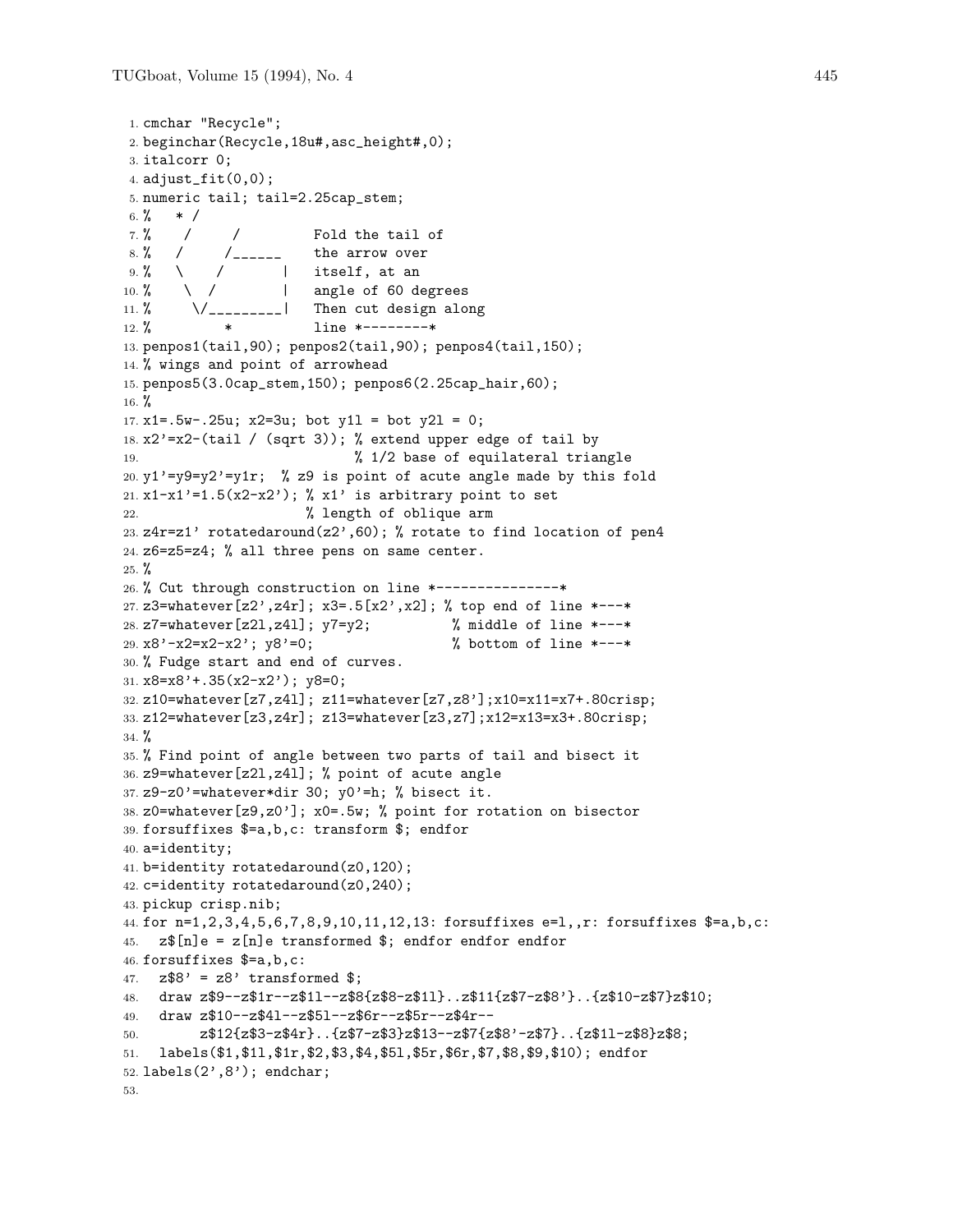```
1. cmchar "Recycle";
2. beginchar(Recycle,18u#,asc_height#,0);
3. italcorr 0;
4. adjust_fit(0,0);
5. numeric tail; tail=2.25cap_stem;
6. %   * /
7. %    /     /         Fold the tail of
8. %   /     /______    the arrow over
9. %   \    /       |   itself, at an
10. %    \  /        |   angle of 60 degrees
11. %     \/_________|   Then cut design along
12. %         *          line *--------*
13. penpos1(tail,90); penpos2(tail,90); penpos4(tail,150);
14. % wings and point of arrowhead
15. penpos5(3.0cap_stem,150); penpos6(2.25cap_hair,60);
16. %
17. x1=.5w-.25u; x2=3u; bot y1l = bot y2l = 0;
18. x2'=x2-(tail / (sqrt 3)); % extend upper edge of tail by
19.                           % 1/2 base of equilateral triangle
20. y1'=y9=y2'=y1r;  % z9 is point of acute angle made by this fold
21. x1-x1'=1.5(x2-x2'); % x1' is arbitrary point to set
22.                     % length of oblique arm
23. z4r=z1' rotatedaround(z2',60); % rotate to find location of pen4
24. z6=z5=z4; % all three pens on same center.
25. %
26. % Cut through construction on line *---------------*
27. z3=whatever[z2',z4r]; x3=.5[x2',x2]; % top end of line *---*
28. z7=whatever[z2l,z4l]; y7=y2;          % middle of line *---*
29. x8'-x2=x2-x2'; y8'=0;                 % bottom of line *---*
30. % Fudge start and end of curves.
31. x8=x8'+.35(x2-x2'); y8=0;
32. z10=whatever[z7,z4l]; z11=whatever[z7,z8'];x10=x11=x7+.80crisp;
33. z12=whatever[z3,z4r]; z13=whatever[z3,z7];x12=x13=x3+.80crisp;
34. %
35. % Find point of angle between two parts of tail and bisect it
36. z9=whatever[z2l,z4l]; % point of acute angle
37. z9-z0'=whatever*dir 30; y0'=h; % bisect it.
38. z0=whatever[z9,z0']; x0=.5w; % point for rotation on bisector
39. forsuffixes $=a,b,c: transform $; endfor
40. a=identity;
41. b=identity rotatedaround(z0,120);
42. c=identity rotatedaround(z0,240);
43. pickup crisp.nib;
44. for n=1,2,3,4,5,6,7,8,9,10,11,12,13: forsuffixes e=l,,r: forsuffixes $=a,b,c:
45.   z$[n]e = z[n]e transformed $; endfor endfor endfor
46. forsuffixes $=a,b,c:
47.   z$8' = z8' transformed $;
48.   draw z$9--z$1r--z$1l--z$8{z$8-z$11}..z$11{z$7-z$8'}..{z$10-z$7}z$10;
49.   draw z$10--z$4l--z$5l--z$6r--z$5r--z$4r--
50.        z$12{z$3-z$4r}..{z$7-z$3}z$13--z$7{z$8'-z$7}..{z$11-z$8}z$8;
51.   labels($1,$1l,$1r,$2,$3,$4,$5l,$5r,$6r,$7,$8,$9,$10); endfor
52. labels(2',8'); endchar;
53.
```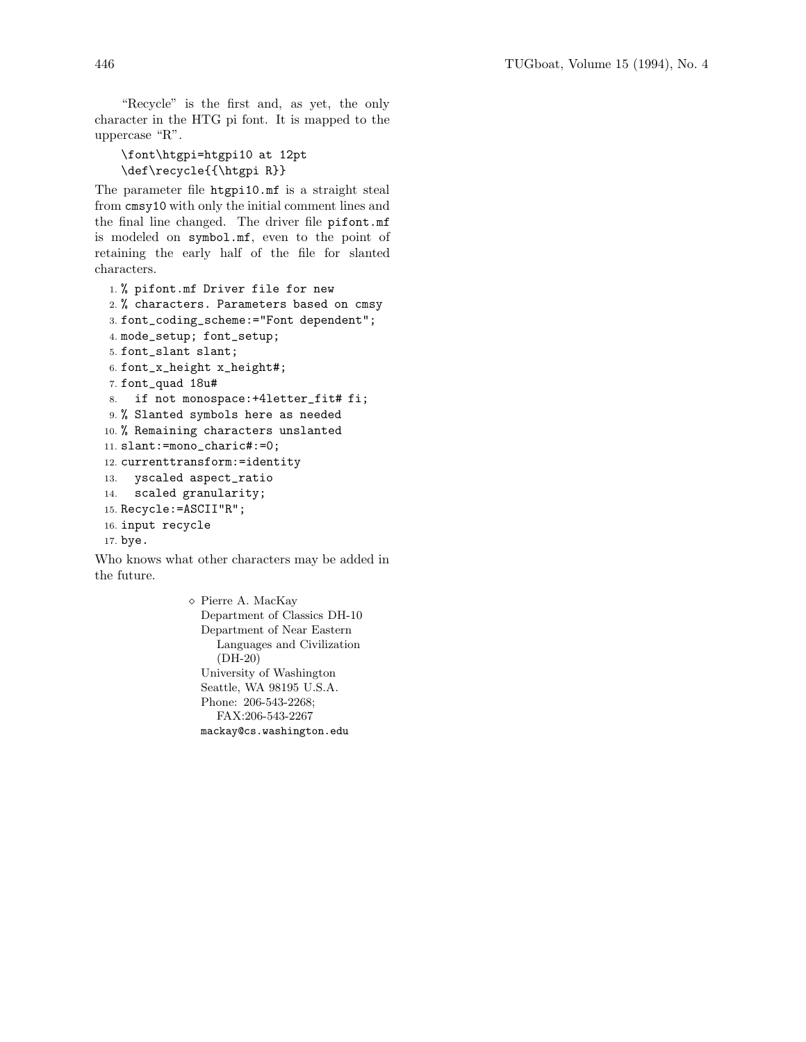"Recycle" is the first and, as yet, the only character in the HTG pi font. It is mapped to the uppercase "R".

```
\font\htgpi=htgpi10 at 12pt
\def\recycle{{\htgpi R}}
```

The parameter file `htgpi10.mf` is a straight steal from `cmsy10` with only the initial comment lines and the final line changed. The driver file `pifont.mf` is modeled on `symbol.mf`, even to the point of retaining the early half of the file for slanted characters.

```
1. % pifont.mf Driver file for new
2. % characters. Parameters based on cmsy
3. font_coding_scheme:="Font dependent";
4. mode_setup; font_setup;
5. font_slant slant;
6. font_x_height x_height#;
7. font_quad 18u#
8.   if not monospace:+4letter_fit# fi;
9. % Slanted symbols here as needed
10. % Remaining characters unslanted
11. slant:=mono_charic#:=0;
12. currenttransform:=identity
13.   yscaled aspect_ratio
14.   scaled granularity;
15. Recycle:=ASCII"R";
16. input recycle
17. bye.
```

Who knows what other characters may be added in the future.

◇ Pierre A. MacKay
Department of Classics DH-10
Department of Near Eastern Languages and Civilization (DH-20)
University of Washington
Seattle, WA 98195 U.S.A.
Phone: 206-543-2268; FAX:206-543-2267
`mackay@cs.washington.edu`